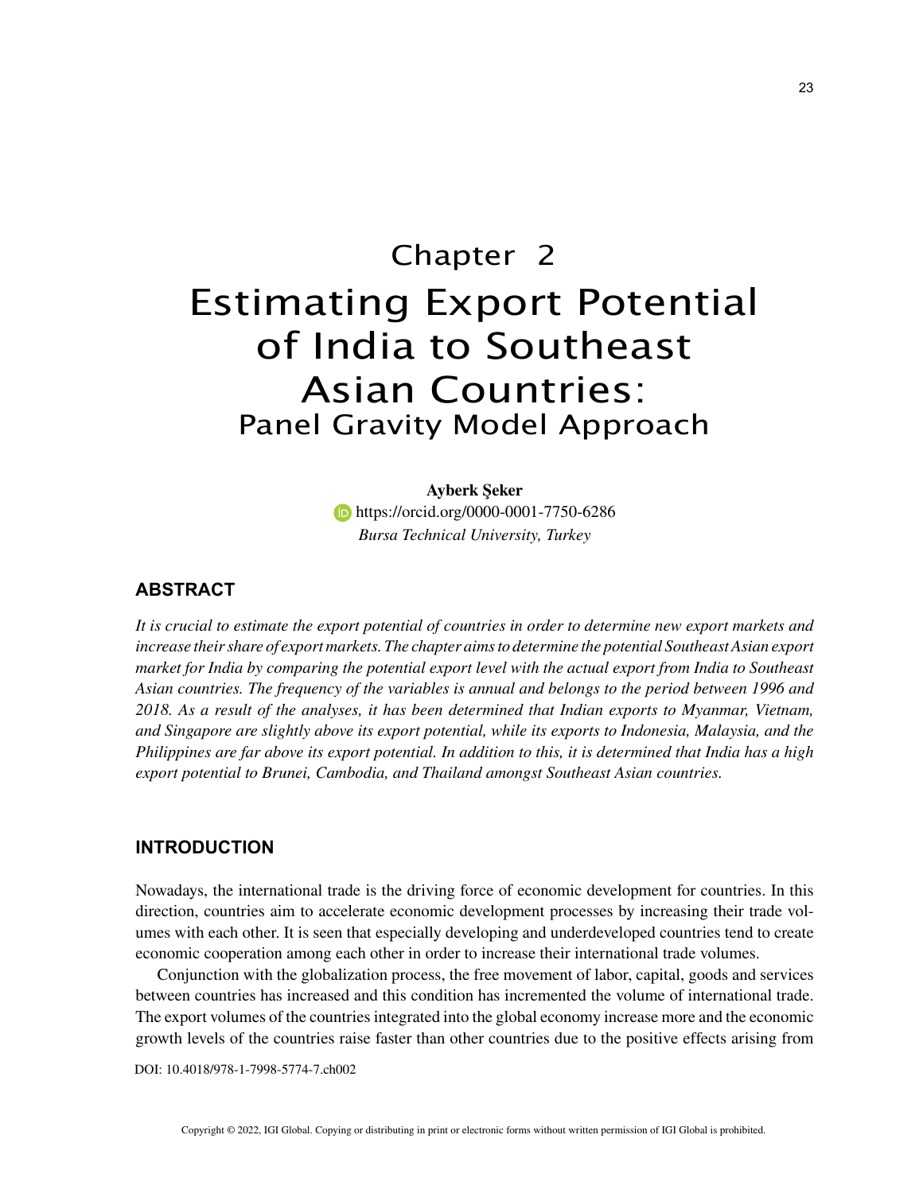# Chapter 2
# Estimating Export Potential of India to Southeast Asian Countries:
## Panel Gravity Model Approach

**Ayberk Şeker**
https://orcid.org/0000-0001-7750-6286
*Bursa Technical University, Turkey*

## ABSTRACT

*It is crucial to estimate the export potential of countries in order to determine new export markets and increase their share of export markets. The chapter aims to determine the potential Southeast Asian export market for India by comparing the potential export level with the actual export from India to Southeast Asian countries. The frequency of the variables is annual and belongs to the period between 1996 and 2018. As a result of the analyses, it has been determined that Indian exports to Myanmar, Vietnam, and Singapore are slightly above its export potential, while its exports to Indonesia, Malaysia, and the Philippines are far above its export potential. In addition to this, it is determined that India has a high export potential to Brunei, Cambodia, and Thailand amongst Southeast Asian countries.*

## INTRODUCTION

Nowadays, the international trade is the driving force of economic development for countries. In this direction, countries aim to accelerate economic development processes by increasing their trade volumes with each other. It is seen that especially developing and underdeveloped countries tend to create economic cooperation among each other in order to increase their international trade volumes.

Conjunction with the globalization process, the free movement of labor, capital, goods and services between countries has increased and this condition has incremented the volume of international trade. The export volumes of the countries integrated into the global economy increase more and the economic growth levels of the countries raise faster than other countries due to the positive effects arising from

DOI: 10.4018/978-1-7998-5774-7.ch002

Copyright © 2022, IGI Global. Copying or distributing in print or electronic forms without written permission of IGI Global is prohibited.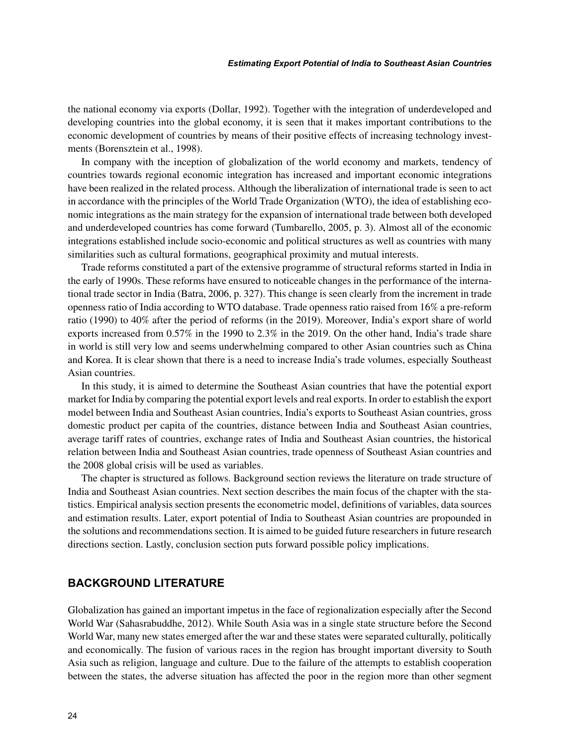the national economy via exports (Dollar, 1992). Together with the integration of underdeveloped and developing countries into the global economy, it is seen that it makes important contributions to the economic development of countries by means of their positive effects of increasing technology investments (Borensztein et al., 1998).

In company with the inception of globalization of the world economy and markets, tendency of countries towards regional economic integration has increased and important economic integrations have been realized in the related process. Although the liberalization of international trade is seen to act in accordance with the principles of the World Trade Organization (WTO), the idea of establishing economic integrations as the main strategy for the expansion of international trade between both developed and underdeveloped countries has come forward (Tumbarello, 2005, p. 3). Almost all of the economic integrations established include socio-economic and political structures as well as countries with many similarities such as cultural formations, geographical proximity and mutual interests.

Trade reforms constituted a part of the extensive programme of structural reforms started in India in the early of 1990s. These reforms have ensured to noticeable changes in the performance of the international trade sector in India (Batra, 2006, p. 327). This change is seen clearly from the increment in trade openness ratio of India according to WTO database. Trade openness ratio raised from 16% a pre-reform ratio (1990) to 40% after the period of reforms (in the 2019). Moreover, India's export share of world exports increased from 0.57% in the 1990 to 2.3% in the 2019. On the other hand, India's trade share in world is still very low and seems underwhelming compared to other Asian countries such as China and Korea. It is clear shown that there is a need to increase India's trade volumes, especially Southeast Asian countries.

In this study, it is aimed to determine the Southeast Asian countries that have the potential export market for India by comparing the potential export levels and real exports. In order to establish the export model between India and Southeast Asian countries, India's exports to Southeast Asian countries, gross domestic product per capita of the countries, distance between India and Southeast Asian countries, average tariff rates of countries, exchange rates of India and Southeast Asian countries, the historical relation between India and Southeast Asian countries, trade openness of Southeast Asian countries and the 2008 global crisis will be used as variables.

The chapter is structured as follows. Background section reviews the literature on trade structure of India and Southeast Asian countries. Next section describes the main focus of the chapter with the statistics. Empirical analysis section presents the econometric model, definitions of variables, data sources and estimation results. Later, export potential of India to Southeast Asian countries are propounded in the solutions and recommendations section. It is aimed to be guided future researchers in future research directions section. Lastly, conclusion section puts forward possible policy implications.

## BACKGROUND LITERATURE

Globalization has gained an important impetus in the face of regionalization especially after the Second World War (Sahasrabuddhe, 2012). While South Asia was in a single state structure before the Second World War, many new states emerged after the war and these states were separated culturally, politically and economically. The fusion of various races in the region has brought important diversity to South Asia such as religion, language and culture. Due to the failure of the attempts to establish cooperation between the states, the adverse situation has affected the poor in the region more than other segment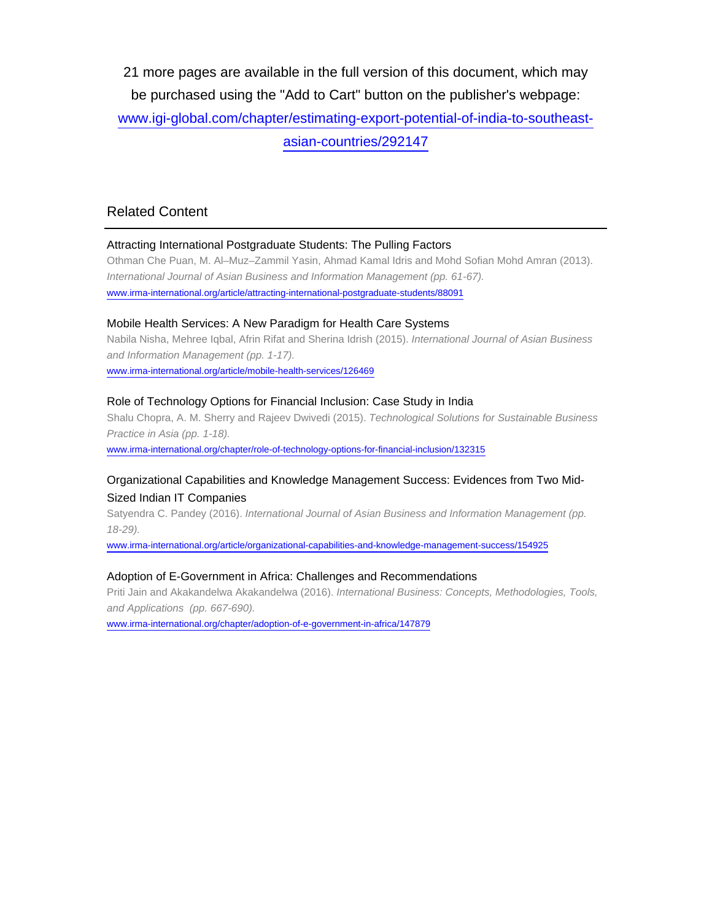21 more pages are available in the full version of this document, which may be purchased using the "Add to Cart" button on the publisher's webpage: www.igi-global.com/chapter/estimating-export-potential-of-india-to-southeast-asian-countries/292147

## Related Content

**Attracting International Postgraduate Students: The Pulling Factors**
Othman Che Puan, M. Al–Muz–Zammil Yasin, Ahmad Kamal Idris and Mohd Sofian Mohd Amran (2013). *International Journal of Asian Business and Information Management (pp. 61-67).*
www.irma-international.org/article/attracting-international-postgraduate-students/88091

**Mobile Health Services: A New Paradigm for Health Care Systems**
Nabila Nisha, Mehree Iqbal, Afrin Rifat and Sherina Idrish (2015). *International Journal of Asian Business and Information Management (pp. 1-17).*
www.irma-international.org/article/mobile-health-services/126469

**Role of Technology Options for Financial Inclusion: Case Study in India**
Shalu Chopra, A. M. Sherry and Rajeev Dwivedi (2015). *Technological Solutions for Sustainable Business Practice in Asia (pp. 1-18).*
www.irma-international.org/chapter/role-of-technology-options-for-financial-inclusion/132315

**Organizational Capabilities and Knowledge Management Success: Evidences from Two Mid-Sized Indian IT Companies**
Satyendra C. Pandey (2016). *International Journal of Asian Business and Information Management (pp. 18-29).*
www.irma-international.org/article/organizational-capabilities-and-knowledge-management-success/154925

**Adoption of E-Government in Africa: Challenges and Recommendations**
Priti Jain and Akakandelwa Akakandelwa (2016). *International Business: Concepts, Methodologies, Tools, and Applications (pp. 667-690).*
www.irma-international.org/chapter/adoption-of-e-government-in-africa/147879